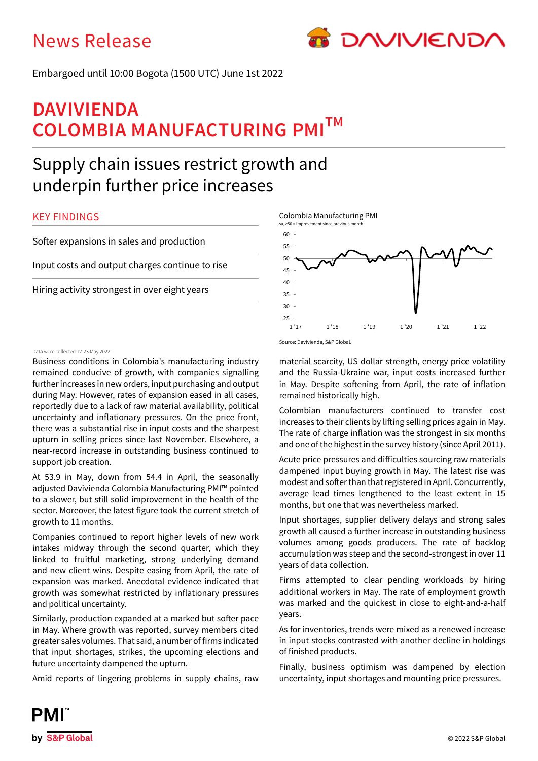News Release

Embargoed until 10:00 Bogota (1500 UTC) June 1st 2022

# DAVIVIENDA COLOMBIA MANUFACTURING PMI™

## Supply chain issues restrict growth and underpin further price increases

### KEY FINDINGS

Softer expansions in sales and production

Input costs and output charges continue to rise

Hiring activity strongest in over eight years

Colombia Manufacturing PMI

sa, >50 = improvement since previous month

60
55
50
45
40
35
30
25

1 '17
1 '18
1 '19
1 '20
1 '21
1 '22

Source: Davivienda, S&P Global.

Data were collected 12-23 May 2022

Business conditions in Colombia's manufacturing industry remained conducive of growth, with companies signalling further increases in new orders, input purchasing and output during May. However, rates of expansion eased in all cases, reportedly due to a lack of raw material availability, political uncertainty and inflationary pressures. On the price front, there was a substantial rise in input costs and the sharpest upturn in selling prices since last November. Elsewhere, a near-record increase in outstanding business continued to support job creation.

At 53.9 in May, down from 54.4 in April, the seasonally adjusted Davivienda Colombia Manufacturing PMI™ pointed to a slower, but still solid improvement in the health of the sector. Moreover, the latest figure took the current stretch of growth to 11 months.

Companies continued to report higher levels of new work intakes midway through the second quarter, which they linked to fruitful marketing, strong underlying demand and new client wins. Despite easing from April, the rate of expansion was marked. Anecdotal evidence indicated that growth was somewhat restricted by inflationary pressures and political uncertainty.

Similarly, production expanded at a marked but softer pace in May. Where growth was reported, survey members cited greater sales volumes. That said, a number of firms indicated that input shortages, strikes, the upcoming elections and future uncertainty dampened the upturn.

Amid reports of lingering problems in supply chains, raw material scarcity, US dollar strength, energy price volatility and the Russia-Ukraine war, input costs increased further in May. Despite softening from April, the rate of inflation remained historically high.

Colombian manufacturers continued to transfer cost increases to their clients by lifting selling prices again in May. The rate of charge inflation was the strongest in six months and one of the highest in the survey history (since April 2011).

Acute price pressures and difficulties sourcing raw materials dampened input buying growth in May. The latest rise was modest and softer than that registered in April. Concurrently, average lead times lengthened to the least extent in 15 months, but one that was nevertheless marked.

Input shortages, supplier delivery delays and strong sales growth all caused a further increase in outstanding business volumes among goods producers. The rate of backlog accumulation was steep and the second-strongest in over 11 years of data collection.

Firms attempted to clear pending workloads by hiring additional workers in May. The rate of employment growth was marked and the quickest in close to eight-and-a-half years.

As for inventories, trends were mixed as a renewed increase in input stocks contrasted with another decline in holdings of finished products.

Finally, business optimism was dampened by election uncertainty, input shortages and mounting price pressures.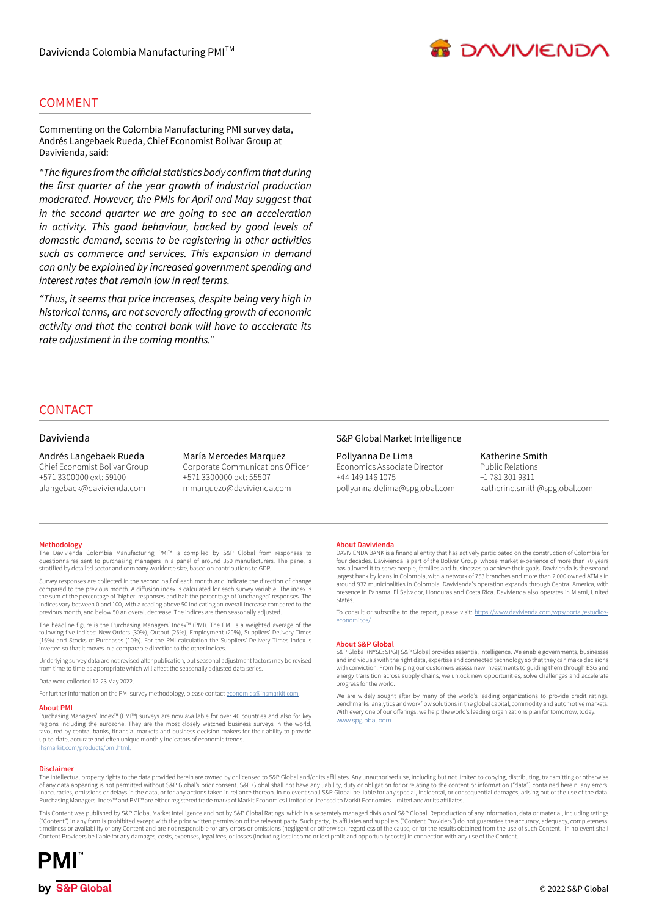## COMMENT

Commenting on the Colombia Manufacturing PMI survey data, Andrés Langebaek Rueda, Chief Economist Bolivar Group at Davivienda, said:

*"The figures from the official statistics body confirm that during the first quarter of the year growth of industrial production moderated. However, the PMIs for April and May suggest that in the second quarter we are going to see an acceleration in activity. This good behaviour, backed by good levels of domestic demand, seems to be registering in other activities such as commerce and services. This expansion in demand can only be explained by increased government spending and interest rates that remain low in real terms.*

*"Thus, it seems that price increases, despite being very high in historical terms, are not severely affecting growth of economic activity and that the central bank will have to accelerate its rate adjustment in the coming months."*

## CONTACT

### Davivienda

**Andrés Langebaek Rueda**
Chief Economist Bolivar Group
+571 3300000 ext: 59100
alangebaek@davivienda.com

**María Mercedes Marquez**
Corporate Communications Officer
+571 3300000 ext: 55507
mmarquezo@davivienda.com

### S&P Global Market Intelligence

**Pollyanna De Lima**
Economics Associate Director
+44 149 146 1075
pollyanna.delima@spglobal.com

**Katherine Smith**
Public Relations
+1 781 301 9311
katherine.smith@spglobal.com

#### Methodology

The Davivienda Colombia Manufacturing PMI™ is compiled by S&P Global from responses to questionnaires sent to purchasing managers in a panel of around 350 manufacturers. The panel is stratified by detailed sector and company workforce size, based on contributions to GDP.

Survey responses are collected in the second half of each month and indicate the direction of change compared to the previous month. A diffusion index is calculated for each survey variable. The index is the sum of the percentage of 'higher' responses and half the percentage of 'unchanged' responses. The indices vary between 0 and 100, with a reading above 50 indicating an overall increase compared to the previous month, and below 50 an overall decrease. The indices are then seasonally adjusted.

The headline figure is the Purchasing Managers' Index™ (PMI). The PMI is a weighted average of the following five indices: New Orders (30%), Output (25%), Employment (20%), Suppliers' Delivery Times (15%) and Stocks of Purchases (10%). For the PMI calculation the Suppliers' Delivery Times Index is inverted so that it moves in a comparable direction to the other indices.

Underlying survey data are not revised after publication, but seasonal adjustment factors may be revised from time to time as appropriate which will affect the seasonally adjusted data series.

Data were collected 12-23 May 2022.

For further information on the PMI survey methodology, please contact economics@ihsmarkit.com.

#### About PMI

Purchasing Managers' Index™ (PMI™) surveys are now available for over 40 countries and also for key regions including the eurozone. They are the most closely watched business surveys in the world, favoured by central banks, financial markets and business decision makers for their ability to provide up-to-date, accurate and often unique monthly indicators of economic trends.
ihsmarkit.com/products/pmi.html.

#### About Davivienda

DAVIVIENDA BANK is a financial entity that has actively participated on the construction of Colombia for four decades. Davivienda is part of the Bolivar Group, whose market experience of more than 70 years has allowed it to serve people, families and businesses to achieve their goals. Davivienda is the second largest bank by loans in Colombia, with a network of 753 branches and more than 2,000 owned ATM's in around 932 municipalities in Colombia. Davivienda's operation expands through Central America, with presence in Panama, El Salvador, Honduras and Costa Rica. Davivienda also operates in Miami, United States.

To consult or subscribe to the report, please visit: https://www.davivienda.com/wps/portal/estudios-economicos/

#### About S&P Global

S&P Global (NYSE: SPGI) S&P Global provides essential intelligence. We enable governments, businesses and individuals with the right data, expertise and connected technology so that they can make decisions with conviction. From helping our customers assess new investments to guiding them through ESG and energy transition across supply chains, we unlock new opportunities, solve challenges and accelerate progress for the world.

We are widely sought after by many of the world's leading organizations to provide credit ratings, benchmarks, analytics and workflow solutions in the global capital, commodity and automotive markets. With every one of our offerings, we help the world's leading organizations plan for tomorrow, today.
www.spglobal.com.

#### Disclaimer

The intellectual property rights to the data provided herein are owned by or licensed to S&P Global and/or its affiliates. Any unauthorised use, including but not limited to copying, distributing, transmitting or otherwise of any data appearing is not permitted without S&P Global's prior consent. S&P Global shall not have any liability, duty or obligation for or relating to the content or information ("data") contained herein, any errors, inaccuracies, omissions or delays in the data, or for any actions taken in reliance thereon. In no event shall S&P Global be liable for any special, incidental, or consequential damages, arising out of the use of the data. Purchasing Managers' Index™ and PMI™ are either registered trade marks of Markit Economics Limited or licensed to Markit Economics Limited and/or its affiliates.

This Content was published by S&P Global Market Intelligence and not by S&P Global Ratings, which is a separately managed division of S&P Global. Reproduction of any information, data or material, including ratings ("Content") in any form is prohibited except with the prior written permission of the relevant party. Such party, its affiliates and suppliers ("Content Providers") do not guarantee the accuracy, adequacy, completeness, timeliness or availability of any Content and are not responsible for any errors or omissions (negligent or otherwise), regardless of the cause, or for the results obtained from the use of such Content. In no event shall Content Providers be liable for any damages, costs, expenses, legal fees, or losses (including lost income or lost profit and opportunity costs) in connection with any use of the Content.

© 2022 S&P Global